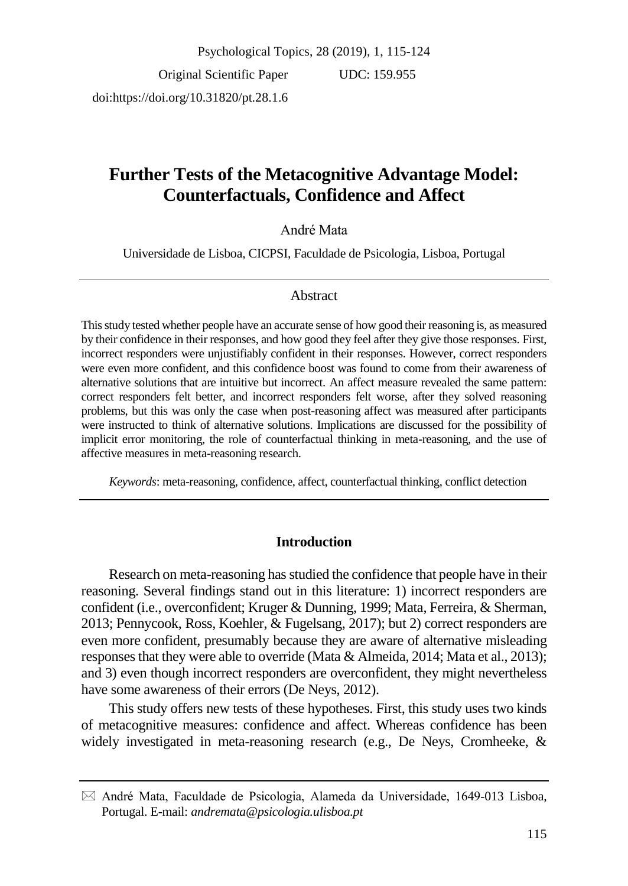Original Scientific Paper UDC: 159.955

doi:https://doi.org/10.31820/pt.28.1.6

# Further Tests of the Metacognitive Advantage Model: Counterfactuals, Confidence and Affect

André Mata

Universidade de Lisboa, CICPSI, Faculdade de Psicologia, Lisboa, Portugal

## Abstract

This study tested whether people have an accurate sense of how good their reasoning is, as measured by their confidence in their responses, and how good they feel after they give those responses. First, incorrect responders were unjustifiably confident in their responses. However, correct responders were even more confident, and this confidence boost was found to come from their awareness of alternative solutions that are intuitive but incorrect. An affect measure revealed the same pattern: correct responders felt better, and incorrect responders felt worse, after they solved reasoning problems, but this was only the case when post-reasoning affect was measured after participants were instructed to think of alternative solutions. Implications are discussed for the possibility of implicit error monitoring, the role of counterfactual thinking in meta-reasoning, and the use of affective measures in meta-reasoning research.

*Keywords*: meta-reasoning, confidence, affect, counterfactual thinking, conflict detection

## Introduction

Research on meta-reasoning has studied the confidence that people have in their reasoning. Several findings stand out in this literature: 1) incorrect responders are confident (i.e., overconfident; Kruger & Dunning, 1999; Mata, Ferreira, & Sherman, 2013; Pennycook, Ross, Koehler, & Fugelsang, 2017); but 2) correct responders are even more confident, presumably because they are aware of alternative misleading responses that they were able to override (Mata & Almeida, 2014; Mata et al., 2013); and 3) even though incorrect responders are overconfident, they might nevertheless have some awareness of their errors (De Neys, 2012).

This study offers new tests of these hypotheses. First, this study uses two kinds of metacognitive measures: confidence and affect. Whereas confidence has been widely investigated in meta-reasoning research (e.g., De Neys, Cromheeke, &

---

✉ André Mata, Faculdade de Psicologia, Alameda da Universidade, 1649-013 Lisboa, Portugal. E-mail: *andremata@psicologia.ulisboa.pt*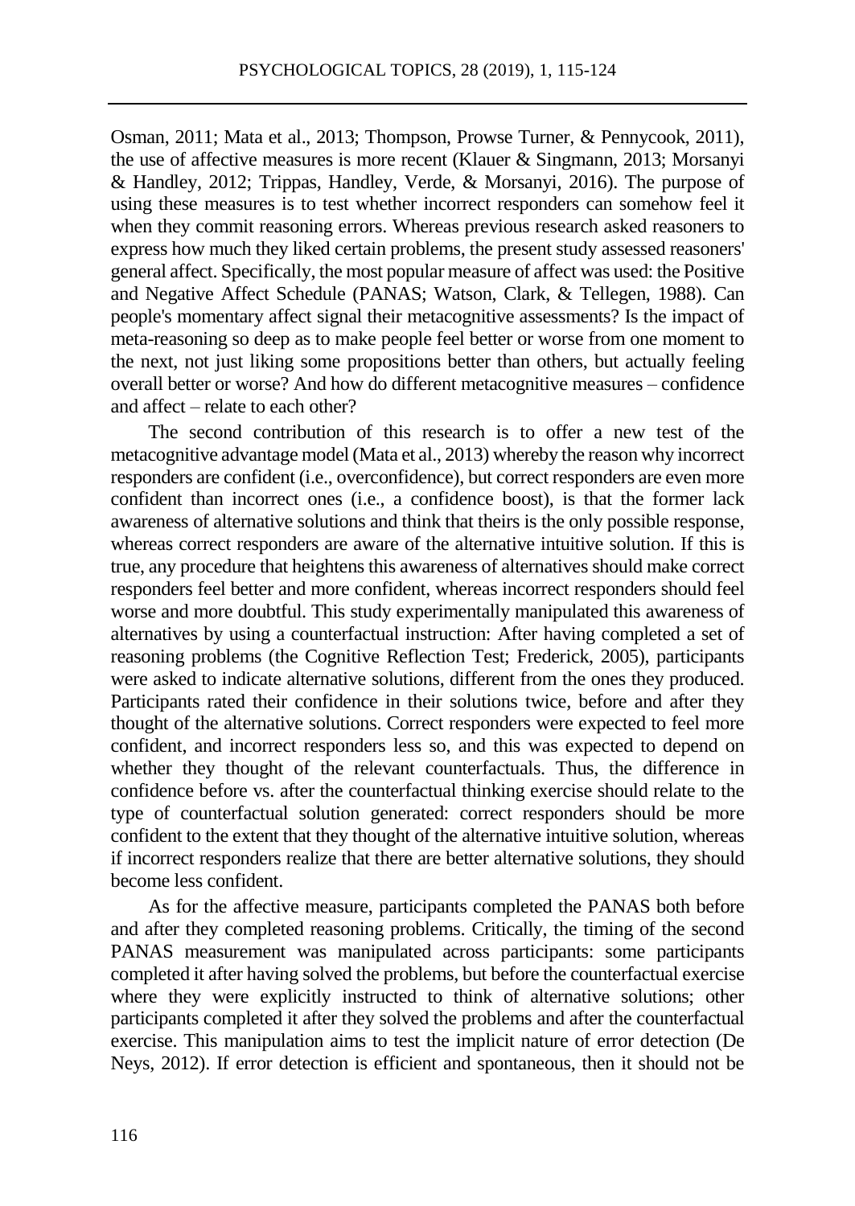Osman, 2011; Mata et al., 2013; Thompson, Prowse Turner, & Pennycook, 2011), the use of affective measures is more recent (Klauer & Singmann, 2013; Morsanyi & Handley, 2012; Trippas, Handley, Verde, & Morsanyi, 2016). The purpose of using these measures is to test whether incorrect responders can somehow feel it when they commit reasoning errors. Whereas previous research asked reasoners to express how much they liked certain problems, the present study assessed reasoners' general affect. Specifically, the most popular measure of affect was used: the Positive and Negative Affect Schedule (PANAS; Watson, Clark, & Tellegen, 1988). Can people's momentary affect signal their metacognitive assessments? Is the impact of meta-reasoning so deep as to make people feel better or worse from one moment to the next, not just liking some propositions better than others, but actually feeling overall better or worse? And how do different metacognitive measures – confidence and affect – relate to each other?

The second contribution of this research is to offer a new test of the metacognitive advantage model (Mata et al., 2013) whereby the reason why incorrect responders are confident (i.e., overconfidence), but correct responders are even more confident than incorrect ones (i.e., a confidence boost), is that the former lack awareness of alternative solutions and think that theirs is the only possible response, whereas correct responders are aware of the alternative intuitive solution. If this is true, any procedure that heightens this awareness of alternatives should make correct responders feel better and more confident, whereas incorrect responders should feel worse and more doubtful. This study experimentally manipulated this awareness of alternatives by using a counterfactual instruction: After having completed a set of reasoning problems (the Cognitive Reflection Test; Frederick, 2005), participants were asked to indicate alternative solutions, different from the ones they produced. Participants rated their confidence in their solutions twice, before and after they thought of the alternative solutions. Correct responders were expected to feel more confident, and incorrect responders less so, and this was expected to depend on whether they thought of the relevant counterfactuals. Thus, the difference in confidence before vs. after the counterfactual thinking exercise should relate to the type of counterfactual solution generated: correct responders should be more confident to the extent that they thought of the alternative intuitive solution, whereas if incorrect responders realize that there are better alternative solutions, they should become less confident.

As for the affective measure, participants completed the PANAS both before and after they completed reasoning problems. Critically, the timing of the second PANAS measurement was manipulated across participants: some participants completed it after having solved the problems, but before the counterfactual exercise where they were explicitly instructed to think of alternative solutions; other participants completed it after they solved the problems and after the counterfactual exercise. This manipulation aims to test the implicit nature of error detection (De Neys, 2012). If error detection is efficient and spontaneous, then it should not be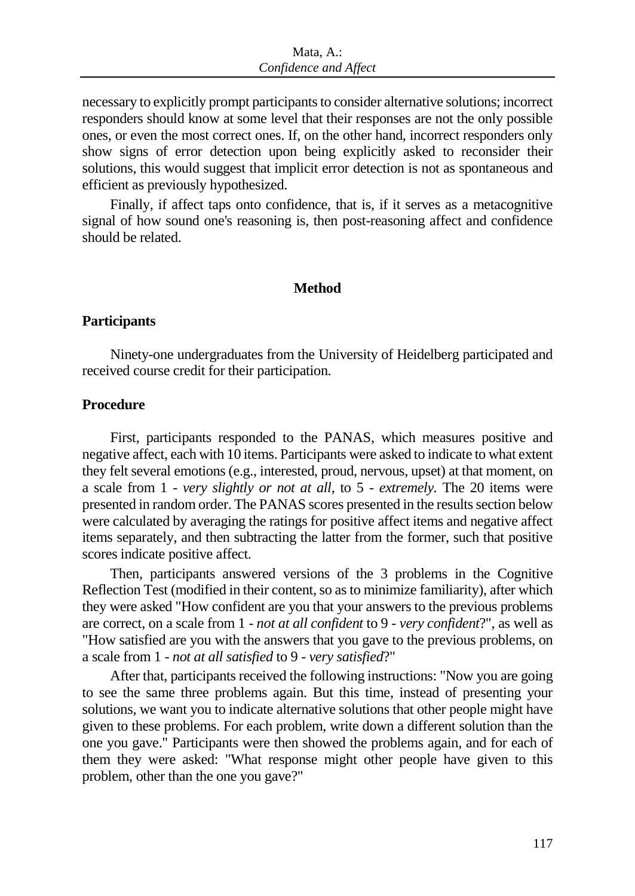necessary to explicitly prompt participants to consider alternative solutions; incorrect responders should know at some level that their responses are not the only possible ones, or even the most correct ones. If, on the other hand, incorrect responders only show signs of error detection upon being explicitly asked to reconsider their solutions, this would suggest that implicit error detection is not as spontaneous and efficient as previously hypothesized.

Finally, if affect taps onto confidence, that is, if it serves as a metacognitive signal of how sound one's reasoning is, then post-reasoning affect and confidence should be related.

## Method

### Participants

Ninety-one undergraduates from the University of Heidelberg participated and received course credit for their participation.

### Procedure

First, participants responded to the PANAS, which measures positive and negative affect, each with 10 items. Participants were asked to indicate to what extent they felt several emotions (e.g., interested, proud, nervous, upset) at that moment, on a scale from 1 - *very slightly or not at all*, to 5 - *extremely*. The 20 items were presented in random order. The PANAS scores presented in the results section below were calculated by averaging the ratings for positive affect items and negative affect items separately, and then subtracting the latter from the former, such that positive scores indicate positive affect.

Then, participants answered versions of the 3 problems in the Cognitive Reflection Test (modified in their content, so as to minimize familiarity), after which they were asked "How confident are you that your answers to the previous problems are correct, on a scale from 1 - *not at all confident* to 9 - *very confident*?", as well as "How satisfied are you with the answers that you gave to the previous problems, on a scale from 1 - *not at all satisfied* to 9 - *very satisfied*?"

After that, participants received the following instructions: "Now you are going to see the same three problems again. But this time, instead of presenting your solutions, we want you to indicate alternative solutions that other people might have given to these problems. For each problem, write down a different solution than the one you gave." Participants were then showed the problems again, and for each of them they were asked: "What response might other people have given to this problem, other than the one you gave?"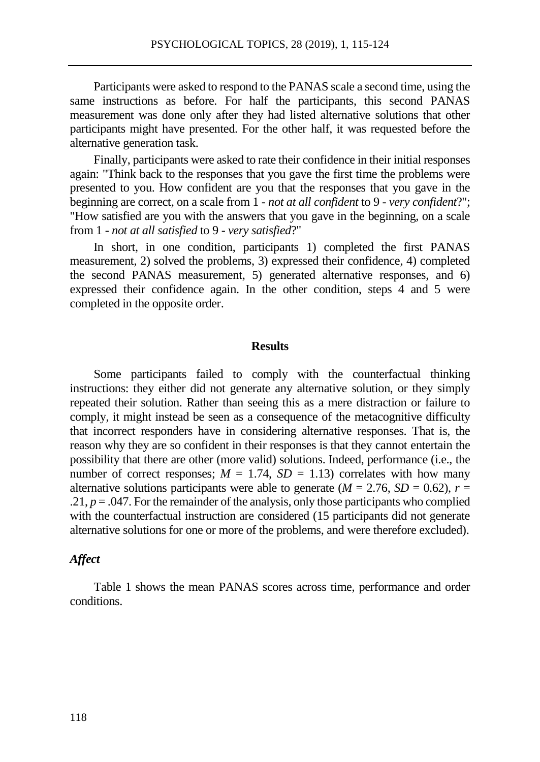Participants were asked to respond to the PANAS scale a second time, using the same instructions as before. For half the participants, this second PANAS measurement was done only after they had listed alternative solutions that other participants might have presented. For the other half, it was requested before the alternative generation task.

Finally, participants were asked to rate their confidence in their initial responses again: "Think back to the responses that you gave the first time the problems were presented to you. How confident are you that the responses that you gave in the beginning are correct, on a scale from 1 - *not at all confident* to 9 - *very confident*?"; "How satisfied are you with the answers that you gave in the beginning, on a scale from 1 - *not at all satisfied* to 9 - *very satisfied*?"

In short, in one condition, participants 1) completed the first PANAS measurement, 2) solved the problems, 3) expressed their confidence, 4) completed the second PANAS measurement, 5) generated alternative responses, and 6) expressed their confidence again. In the other condition, steps 4 and 5 were completed in the opposite order.

## Results

Some participants failed to comply with the counterfactual thinking instructions: they either did not generate any alternative solution, or they simply repeated their solution. Rather than seeing this as a mere distraction or failure to comply, it might instead be seen as a consequence of the metacognitive difficulty that incorrect responders have in considering alternative responses. That is, the reason why they are so confident in their responses is that they cannot entertain the possibility that there are other (more valid) solutions. Indeed, performance (i.e., the number of correct responses; $M$ = 1.74, $SD$ = 1.13) correlates with how many alternative solutions participants were able to generate ($M$ = 2.76, $SD$ = 0.62), $r$ = .21, $p$ = .047. For the remainder of the analysis, only those participants who complied with the counterfactual instruction are considered (15 participants did not generate alternative solutions for one or more of the problems, and were therefore excluded).

### *Affect*

Table 1 shows the mean PANAS scores across time, performance and order conditions.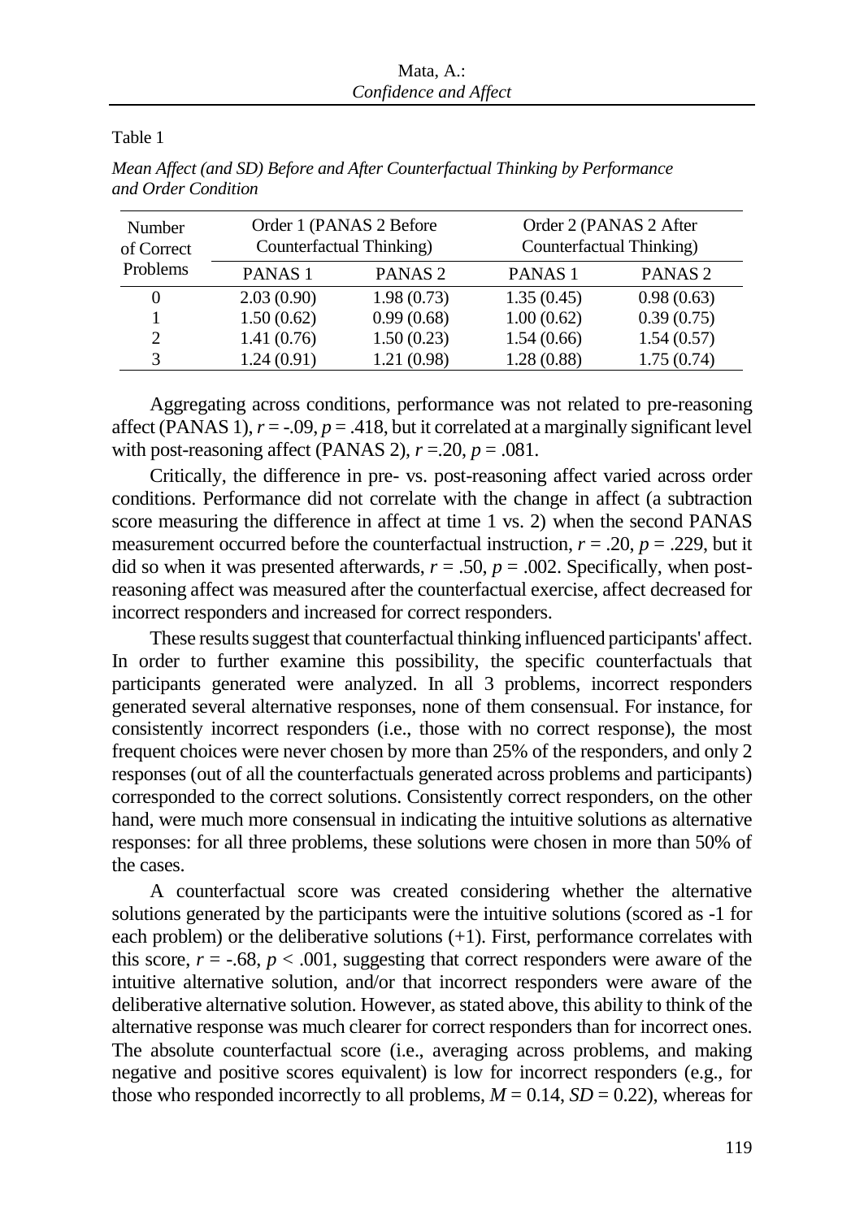Table 1

*Mean Affect (and SD) Before and After Counterfactual Thinking by Performance and Order Condition*

| Number of Correct Problems | Order 1 (PANAS 2 Before Counterfactual Thinking) | | Order 2 (PANAS 2 After Counterfactual Thinking) | |
|---|---|---|---|---|
| | PANAS 1 | PANAS 2 | PANAS 1 | PANAS 2 |
| 0 | 2.03 (0.90) | 1.98 (0.73) | 1.35 (0.45) | 0.98 (0.63) |
| 1 | 1.50 (0.62) | 0.99 (0.68) | 1.00 (0.62) | 0.39 (0.75) |
| 2 | 1.41 (0.76) | 1.50 (0.23) | 1.54 (0.66) | 1.54 (0.57) |
| 3 | 1.24 (0.91) | 1.21 (0.98) | 1.28 (0.88) | 1.75 (0.74) |

Aggregating across conditions, performance was not related to pre-reasoning affect (PANAS 1), $r = -.09$, $p = .418$, but it correlated at a marginally significant level with post-reasoning affect (PANAS 2), $r = .20$, $p = .081$.

Critically, the difference in pre- vs. post-reasoning affect varied across order conditions. Performance did not correlate with the change in affect (a subtraction score measuring the difference in affect at time 1 vs. 2) when the second PANAS measurement occurred before the counterfactual instruction, $r = .20$, $p = .229$, but it did so when it was presented afterwards, $r = .50$, $p = .002$. Specifically, when post-reasoning affect was measured after the counterfactual exercise, affect decreased for incorrect responders and increased for correct responders.

These results suggest that counterfactual thinking influenced participants' affect. In order to further examine this possibility, the specific counterfactuals that participants generated were analyzed. In all 3 problems, incorrect responders generated several alternative responses, none of them consensual. For instance, for consistently incorrect responders (i.e., those with no correct response), the most frequent choices were never chosen by more than 25% of the responders, and only 2 responses (out of all the counterfactuals generated across problems and participants) corresponded to the correct solutions. Consistently correct responders, on the other hand, were much more consensual in indicating the intuitive solutions as alternative responses: for all three problems, these solutions were chosen in more than 50% of the cases.

A counterfactual score was created considering whether the alternative solutions generated by the participants were the intuitive solutions (scored as -1 for each problem) or the deliberative solutions (+1). First, performance correlates with this score, $r = -.68$, $p < .001$, suggesting that correct responders were aware of the intuitive alternative solution, and/or that incorrect responders were aware of the deliberative alternative solution. However, as stated above, this ability to think of the alternative response was much clearer for correct responders than for incorrect ones. The absolute counterfactual score (i.e., averaging across problems, and making negative and positive scores equivalent) is low for incorrect responders (e.g., for those who responded incorrectly to all problems, $M = 0.14$, $SD = 0.22$), whereas for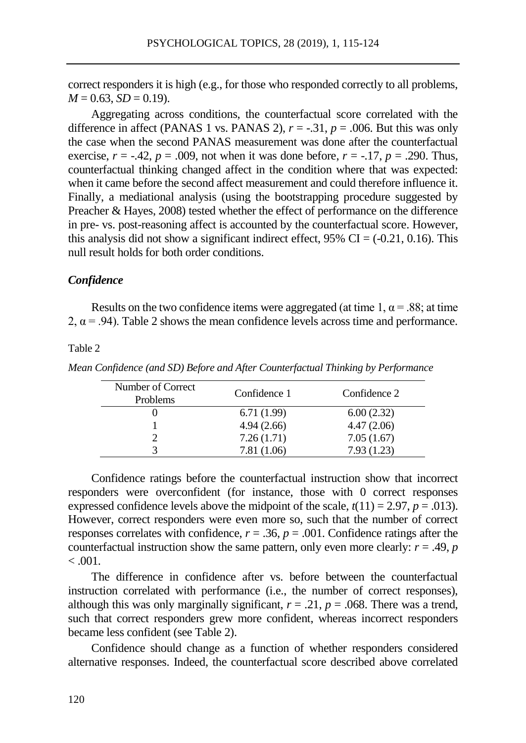correct responders it is high (e.g., for those who responded correctly to all problems, $M = 0.63$, $SD = 0.19$).

Aggregating across conditions, the counterfactual score correlated with the difference in affect (PANAS 1 vs. PANAS 2), $r = -.31$, $p = .006$. But this was only the case when the second PANAS measurement was done after the counterfactual exercise, $r = -.42$, $p = .009$, not when it was done before, $r = -.17$, $p = .290$. Thus, counterfactual thinking changed affect in the condition where that was expected: when it came before the second affect measurement and could therefore influence it. Finally, a mediational analysis (using the bootstrapping procedure suggested by Preacher & Hayes, 2008) tested whether the effect of performance on the difference in pre- vs. post-reasoning affect is accounted by the counterfactual score. However, this analysis did not show a significant indirect effect, 95% CI = (-0.21, 0.16). This null result holds for both order conditions.

### *Confidence*

Results on the two confidence items were aggregated (at time 1, $\alpha = .88$; at time 2, $\alpha = .94$). Table 2 shows the mean confidence levels across time and performance.

Table 2

*Mean Confidence (and SD) Before and After Counterfactual Thinking by Performance*

| Number of Correct Problems | Confidence 1 | Confidence 2 |
|---|---|---|
| 0 | 6.71 (1.99) | 6.00 (2.32) |
| 1 | 4.94 (2.66) | 4.47 (2.06) |
| 2 | 7.26 (1.71) | 7.05 (1.67) |
| 3 | 7.81 (1.06) | 7.93 (1.23) |

Confidence ratings before the counterfactual instruction show that incorrect responders were overconfident (for instance, those with 0 correct responses expressed confidence levels above the midpoint of the scale, $t(11) = 2.97$, $p = .013$). However, correct responders were even more so, such that the number of correct responses correlates with confidence, $r = .36$, $p = .001$. Confidence ratings after the counterfactual instruction show the same pattern, only even more clearly: $r = .49$, $p < .001$.

The difference in confidence after vs. before between the counterfactual instruction correlated with performance (i.e., the number of correct responses), although this was only marginally significant, $r = .21$, $p = .068$. There was a trend, such that correct responders grew more confident, whereas incorrect responders became less confident (see Table 2).

Confidence should change as a function of whether responders considered alternative responses. Indeed, the counterfactual score described above correlated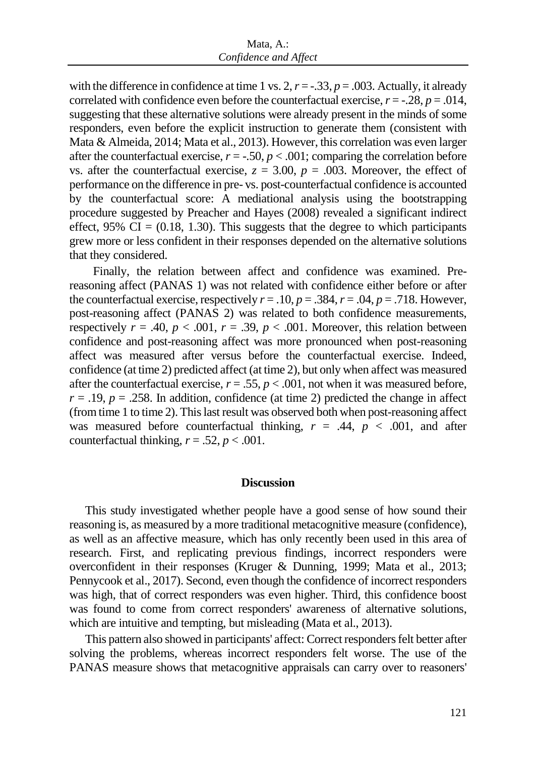with the difference in confidence at time 1 vs. 2, $r = -.33$, $p = .003$. Actually, it already correlated with confidence even before the counterfactual exercise, $r = -.28$, $p = .014$, suggesting that these alternative solutions were already present in the minds of some responders, even before the explicit instruction to generate them (consistent with Mata & Almeida, 2014; Mata et al., 2013). However, this correlation was even larger after the counterfactual exercise, $r = -.50$, $p < .001$; comparing the correlation before vs. after the counterfactual exercise, $z = 3.00$, $p = .003$. Moreover, the effect of performance on the difference in pre- vs. post-counterfactual confidence is accounted by the counterfactual score: A mediational analysis using the bootstrapping procedure suggested by Preacher and Hayes (2008) revealed a significant indirect effect, 95% CI = (0.18, 1.30). This suggests that the degree to which participants grew more or less confident in their responses depended on the alternative solutions that they considered.

Finally, the relation between affect and confidence was examined. Pre-reasoning affect (PANAS 1) was not related with confidence either before or after the counterfactual exercise, respectively $r = .10$, $p = .384$, $r = .04$, $p = .718$. However, post-reasoning affect (PANAS 2) was related to both confidence measurements, respectively $r = .40$, $p < .001$, $r = .39$, $p < .001$. Moreover, this relation between confidence and post-reasoning affect was more pronounced when post-reasoning affect was measured after versus before the counterfactual exercise. Indeed, confidence (at time 2) predicted affect (at time 2), but only when affect was measured after the counterfactual exercise, $r = .55$, $p < .001$, not when it was measured before, $r = .19$, $p = .258$. In addition, confidence (at time 2) predicted the change in affect (from time 1 to time 2). This last result was observed both when post-reasoning affect was measured before counterfactual thinking, $r = .44$, $p < .001$, and after counterfactual thinking, $r = .52$, $p < .001$.

## Discussion

This study investigated whether people have a good sense of how sound their reasoning is, as measured by a more traditional metacognitive measure (confidence), as well as an affective measure, which has only recently been used in this area of research. First, and replicating previous findings, incorrect responders were overconfident in their responses (Kruger & Dunning, 1999; Mata et al., 2013; Pennycook et al., 2017). Second, even though the confidence of incorrect responders was high, that of correct responders was even higher. Third, this confidence boost was found to come from correct responders' awareness of alternative solutions, which are intuitive and tempting, but misleading (Mata et al., 2013).

This pattern also showed in participants' affect: Correct responders felt better after solving the problems, whereas incorrect responders felt worse. The use of the PANAS measure shows that metacognitive appraisals can carry over to reasoners'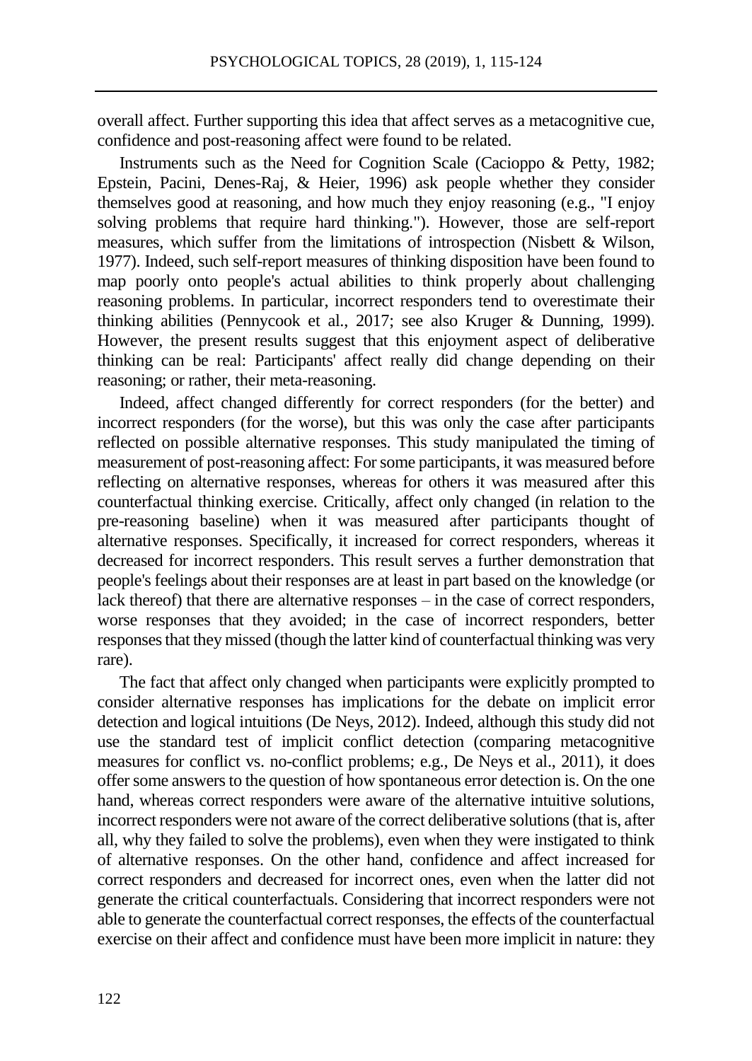overall affect. Further supporting this idea that affect serves as a metacognitive cue, confidence and post-reasoning affect were found to be related.

Instruments such as the Need for Cognition Scale (Cacioppo & Petty, 1982; Epstein, Pacini, Denes-Raj, & Heier, 1996) ask people whether they consider themselves good at reasoning, and how much they enjoy reasoning (e.g., "I enjoy solving problems that require hard thinking."). However, those are self-report measures, which suffer from the limitations of introspection (Nisbett & Wilson, 1977). Indeed, such self-report measures of thinking disposition have been found to map poorly onto people's actual abilities to think properly about challenging reasoning problems. In particular, incorrect responders tend to overestimate their thinking abilities (Pennycook et al., 2017; see also Kruger & Dunning, 1999). However, the present results suggest that this enjoyment aspect of deliberative thinking can be real: Participants' affect really did change depending on their reasoning; or rather, their meta-reasoning.

Indeed, affect changed differently for correct responders (for the better) and incorrect responders (for the worse), but this was only the case after participants reflected on possible alternative responses. This study manipulated the timing of measurement of post-reasoning affect: For some participants, it was measured before reflecting on alternative responses, whereas for others it was measured after this counterfactual thinking exercise. Critically, affect only changed (in relation to the pre-reasoning baseline) when it was measured after participants thought of alternative responses. Specifically, it increased for correct responders, whereas it decreased for incorrect responders. This result serves a further demonstration that people's feelings about their responses are at least in part based on the knowledge (or lack thereof) that there are alternative responses – in the case of correct responders, worse responses that they avoided; in the case of incorrect responders, better responses that they missed (though the latter kind of counterfactual thinking was very rare).

The fact that affect only changed when participants were explicitly prompted to consider alternative responses has implications for the debate on implicit error detection and logical intuitions (De Neys, 2012). Indeed, although this study did not use the standard test of implicit conflict detection (comparing metacognitive measures for conflict vs. no-conflict problems; e.g., De Neys et al., 2011), it does offer some answers to the question of how spontaneous error detection is. On the one hand, whereas correct responders were aware of the alternative intuitive solutions, incorrect responders were not aware of the correct deliberative solutions (that is, after all, why they failed to solve the problems), even when they were instigated to think of alternative responses. On the other hand, confidence and affect increased for correct responders and decreased for incorrect ones, even when the latter did not generate the critical counterfactuals. Considering that incorrect responders were not able to generate the counterfactual correct responses, the effects of the counterfactual exercise on their affect and confidence must have been more implicit in nature: they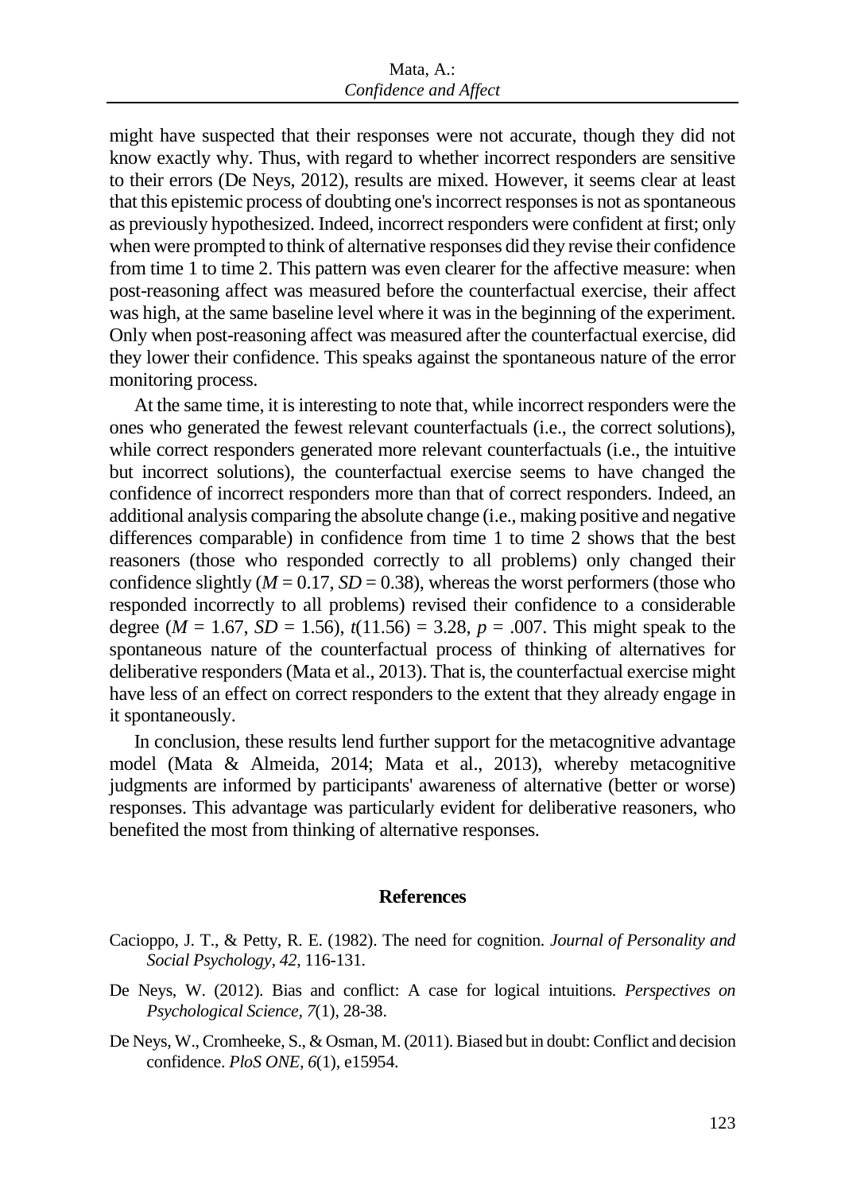might have suspected that their responses were not accurate, though they did not know exactly why. Thus, with regard to whether incorrect responders are sensitive to their errors (De Neys, 2012), results are mixed. However, it seems clear at least that this epistemic process of doubting one's incorrect responses is not as spontaneous as previously hypothesized. Indeed, incorrect responders were confident at first; only when were prompted to think of alternative responses did they revise their confidence from time 1 to time 2. This pattern was even clearer for the affective measure: when post-reasoning affect was measured before the counterfactual exercise, their affect was high, at the same baseline level where it was in the beginning of the experiment. Only when post-reasoning affect was measured after the counterfactual exercise, did they lower their confidence. This speaks against the spontaneous nature of the error monitoring process.

At the same time, it is interesting to note that, while incorrect responders were the ones who generated the fewest relevant counterfactuals (i.e., the correct solutions), while correct responders generated more relevant counterfactuals (i.e., the intuitive but incorrect solutions), the counterfactual exercise seems to have changed the confidence of incorrect responders more than that of correct responders. Indeed, an additional analysis comparing the absolute change (i.e., making positive and negative differences comparable) in confidence from time 1 to time 2 shows that the best reasoners (those who responded correctly to all problems) only changed their confidence slightly ($M = 0.17$, $SD = 0.38$), whereas the worst performers (those who responded incorrectly to all problems) revised their confidence to a considerable degree ($M = 1.67$, $SD = 1.56$), $t(11.56) = 3.28$, $p = .007$. This might speak to the spontaneous nature of the counterfactual process of thinking of alternatives for deliberative responders (Mata et al., 2013). That is, the counterfactual exercise might have less of an effect on correct responders to the extent that they already engage in it spontaneously.

In conclusion, these results lend further support for the metacognitive advantage model (Mata & Almeida, 2014; Mata et al., 2013), whereby metacognitive judgments are informed by participants' awareness of alternative (better or worse) responses. This advantage was particularly evident for deliberative reasoners, who benefited the most from thinking of alternative responses.

## References

Cacioppo, J. T., & Petty, R. E. (1982). The need for cognition. *Journal of Personality and Social Psychology*, *42*, 116-131.

De Neys, W. (2012). Bias and conflict: A case for logical intuitions. *Perspectives on Psychological Science*, *7*(1), 28-38.

De Neys, W., Cromheeke, S., & Osman, M. (2011). Biased but in doubt: Conflict and decision confidence. *PloS ONE*, *6*(1), e15954.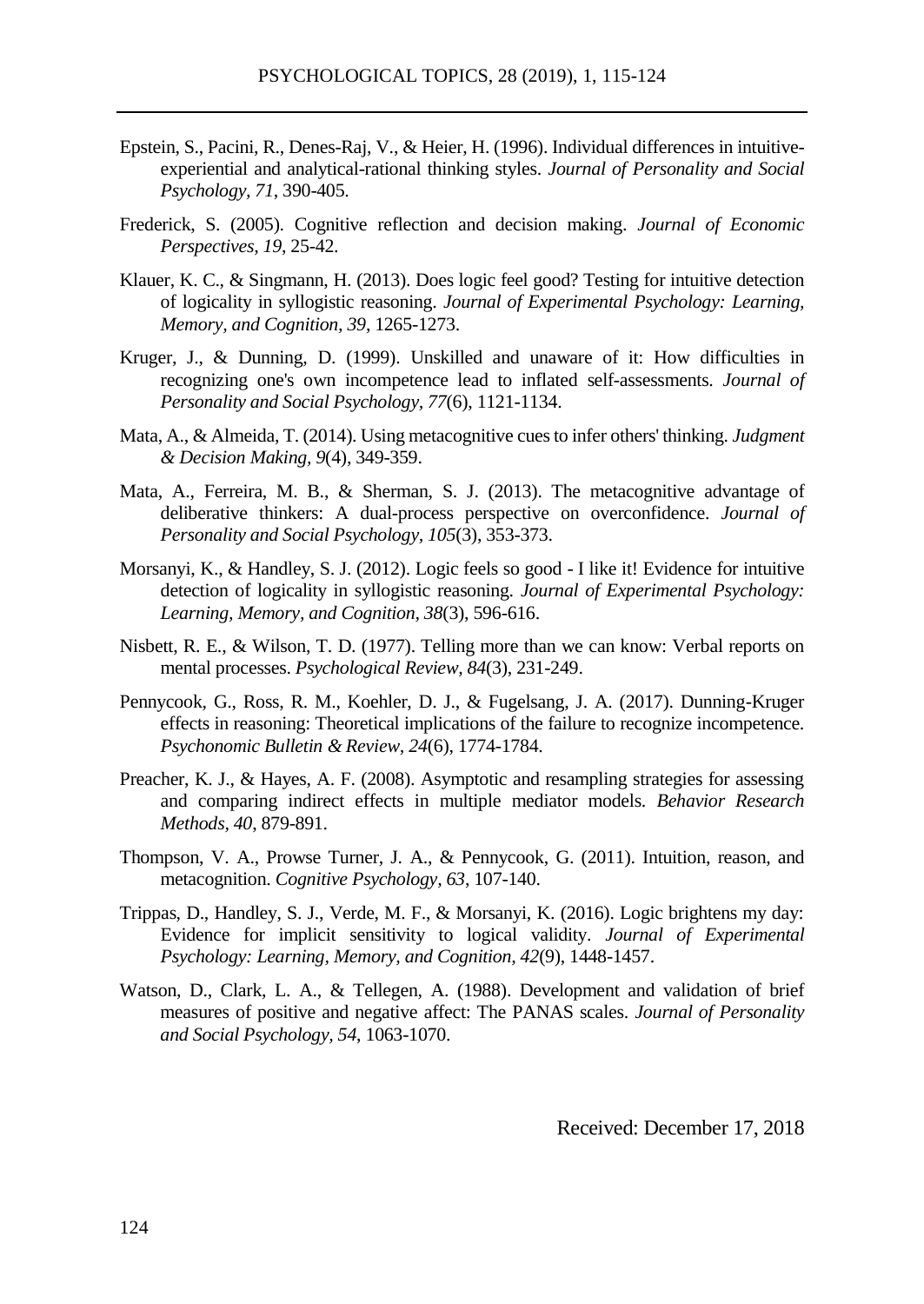Epstein, S., Pacini, R., Denes-Raj, V., & Heier, H. (1996). Individual differences in intuitive-experiential and analytical-rational thinking styles. *Journal of Personality and Social Psychology, 71*, 390-405.

Frederick, S. (2005). Cognitive reflection and decision making. *Journal of Economic Perspectives, 19*, 25-42.

Klauer, K. C., & Singmann, H. (2013). Does logic feel good? Testing for intuitive detection of logicality in syllogistic reasoning. *Journal of Experimental Psychology: Learning, Memory, and Cognition, 39*, 1265-1273.

Kruger, J., & Dunning, D. (1999). Unskilled and unaware of it: How difficulties in recognizing one's own incompetence lead to inflated self-assessments. *Journal of Personality and Social Psychology, 77*(6), 1121-1134.

Mata, A., & Almeida, T. (2014). Using metacognitive cues to infer others' thinking. *Judgment & Decision Making, 9*(4), 349-359.

Mata, A., Ferreira, M. B., & Sherman, S. J. (2013). The metacognitive advantage of deliberative thinkers: A dual-process perspective on overconfidence. *Journal of Personality and Social Psychology, 105*(3), 353-373.

Morsanyi, K., & Handley, S. J. (2012). Logic feels so good - I like it! Evidence for intuitive detection of logicality in syllogistic reasoning. *Journal of Experimental Psychology: Learning, Memory, and Cognition, 38*(3), 596-616.

Nisbett, R. E., & Wilson, T. D. (1977). Telling more than we can know: Verbal reports on mental processes. *Psychological Review, 84*(3), 231-249.

Pennycook, G., Ross, R. M., Koehler, D. J., & Fugelsang, J. A. (2017). Dunning-Kruger effects in reasoning: Theoretical implications of the failure to recognize incompetence. *Psychonomic Bulletin & Review, 24*(6), 1774-1784.

Preacher, K. J., & Hayes, A. F. (2008). Asymptotic and resampling strategies for assessing and comparing indirect effects in multiple mediator models. *Behavior Research Methods, 40*, 879-891.

Thompson, V. A., Prowse Turner, J. A., & Pennycook, G. (2011). Intuition, reason, and metacognition. *Cognitive Psychology, 63*, 107-140.

Trippas, D., Handley, S. J., Verde, M. F., & Morsanyi, K. (2016). Logic brightens my day: Evidence for implicit sensitivity to logical validity. *Journal of Experimental Psychology: Learning, Memory, and Cognition, 42*(9), 1448-1457.

Watson, D., Clark, L. A., & Tellegen, A. (1988). Development and validation of brief measures of positive and negative affect: The PANAS scales. *Journal of Personality and Social Psychology, 54*, 1063-1070.

Received: December 17, 2018